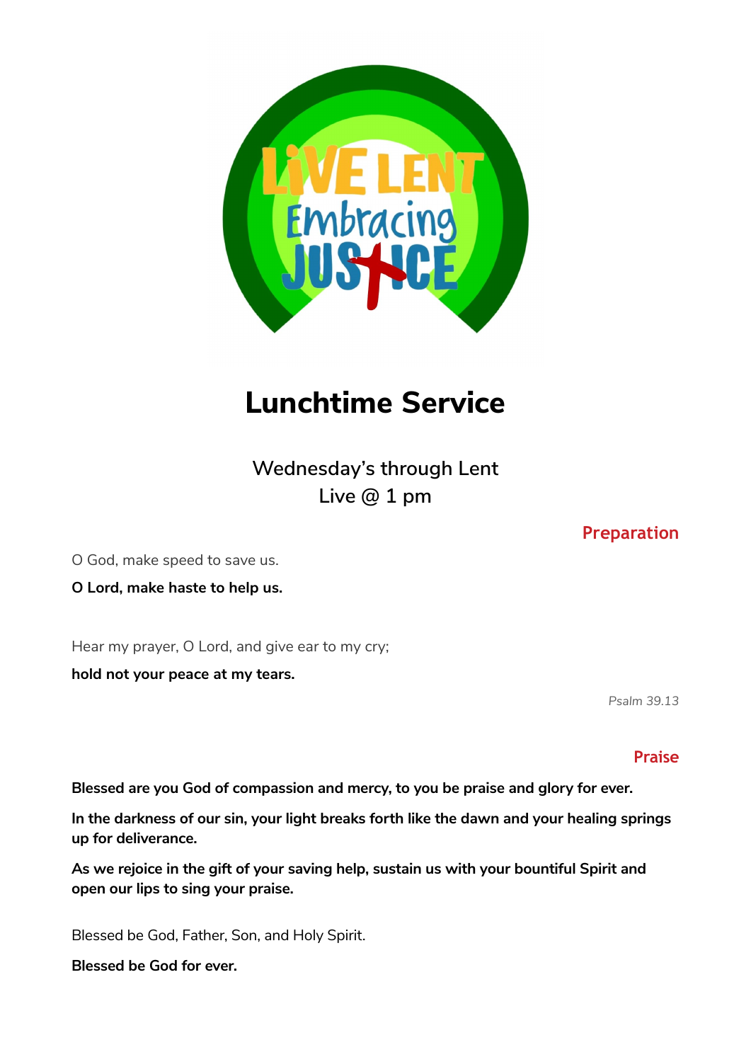# Lunchtime Service

Wednesday's through Lent
Live @ 1 pm

## Preparation

O God, make speed to save us.

**O Lord, make haste to help us.**

Hear my prayer, O Lord, and give ear to my cry;

**hold not your peace at my tears.**

*Psalm 39.13*

## Praise

**Blessed are you God of compassion and mercy, to you be praise and glory for ever.**

**In the darkness of our sin, your light breaks forth like the dawn and your healing springs up for deliverance.**

**As we rejoice in the gift of your saving help, sustain us with your bountiful Spirit and open our lips to sing your praise.**

Blessed be God, Father, Son, and Holy Spirit.

**Blessed be God for ever.**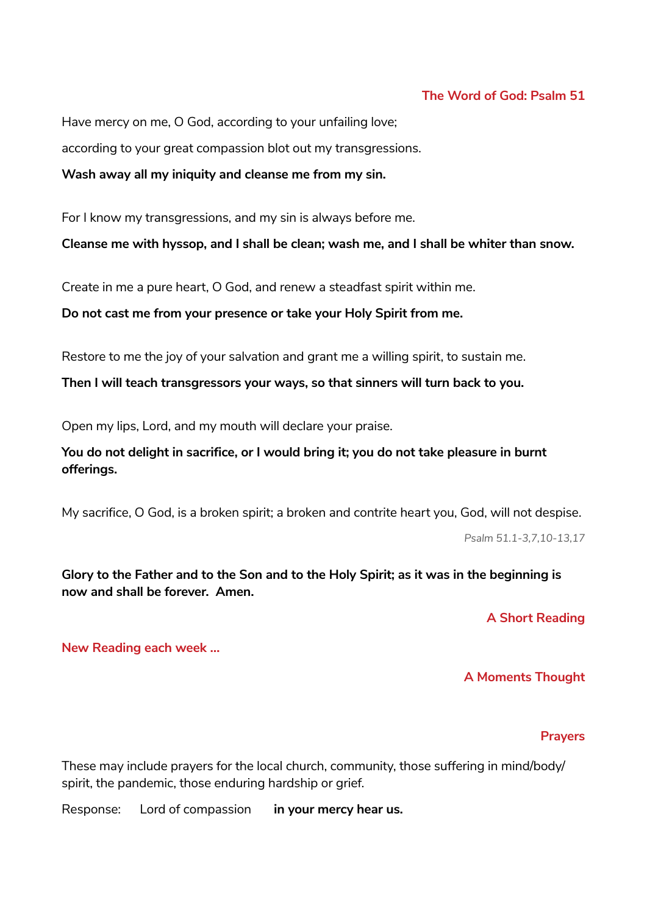## The Word of God: Psalm 51

Have mercy on me, O God, according to your unfailing love;

according to your great compassion blot out my transgressions.

**Wash away all my iniquity and cleanse me from my sin.**

For I know my transgressions, and my sin is always before me.

**Cleanse me with hyssop, and I shall be clean; wash me, and I shall be whiter than snow.**

Create in me a pure heart, O God, and renew a steadfast spirit within me.

**Do not cast me from your presence or take your Holy Spirit from me.**

Restore to me the joy of your salvation and grant me a willing spirit, to sustain me.

**Then I will teach transgressors your ways, so that sinners will turn back to you.**

Open my lips, Lord, and my mouth will declare your praise.

**You do not delight in sacrifice, or I would bring it; you do not take pleasure in burnt offerings.**

My sacrifice, O God, is a broken spirit; a broken and contrite heart you, God, will not despise.

*Psalm 51.1-3,7,10-13,17*

**Glory to the Father and to the Son and to the Holy Spirit; as it was in the beginning is now and shall be forever. Amen.**

## A Short Reading

New Reading each week ...

## A Moments Thought

## Prayers

These may include prayers for the local church, community, those suffering in mind/body/spirit, the pandemic, those enduring hardship or grief.

Response: Lord of compassion **in your mercy hear us.**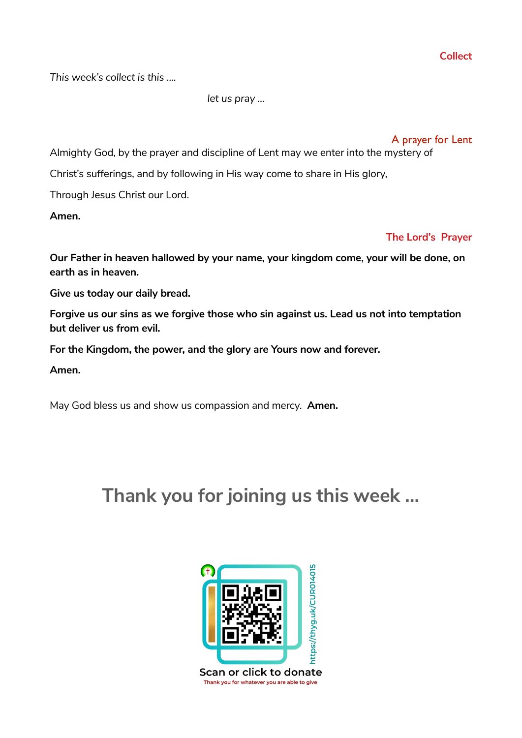## Collect

*This week's collect is this ....*

*let us pray ...*

## A prayer for Lent

Almighty God, by the prayer and discipline of Lent may we enter into the mystery of

Christ's sufferings, and by following in His way come to share in His glory,

Through Jesus Christ our Lord.

**Amen.**

## The Lord's Prayer

**Our Father in heaven hallowed by your name, your kingdom come, your will be done, on earth as in heaven.**

**Give us today our daily bread.**

**Forgive us our sins as we forgive those who sin against us. Lead us not into temptation but deliver us from evil.**

**For the Kingdom, the power, and the glory are Yours now and forever.**

**Amen.**

May God bless us and show us compassion and mercy. **Amen.**

# Thank you for joining us this week ...

https://thyg.uk/CUR014015

**Scan or click to donate**

Thank you for whatever you are able to give